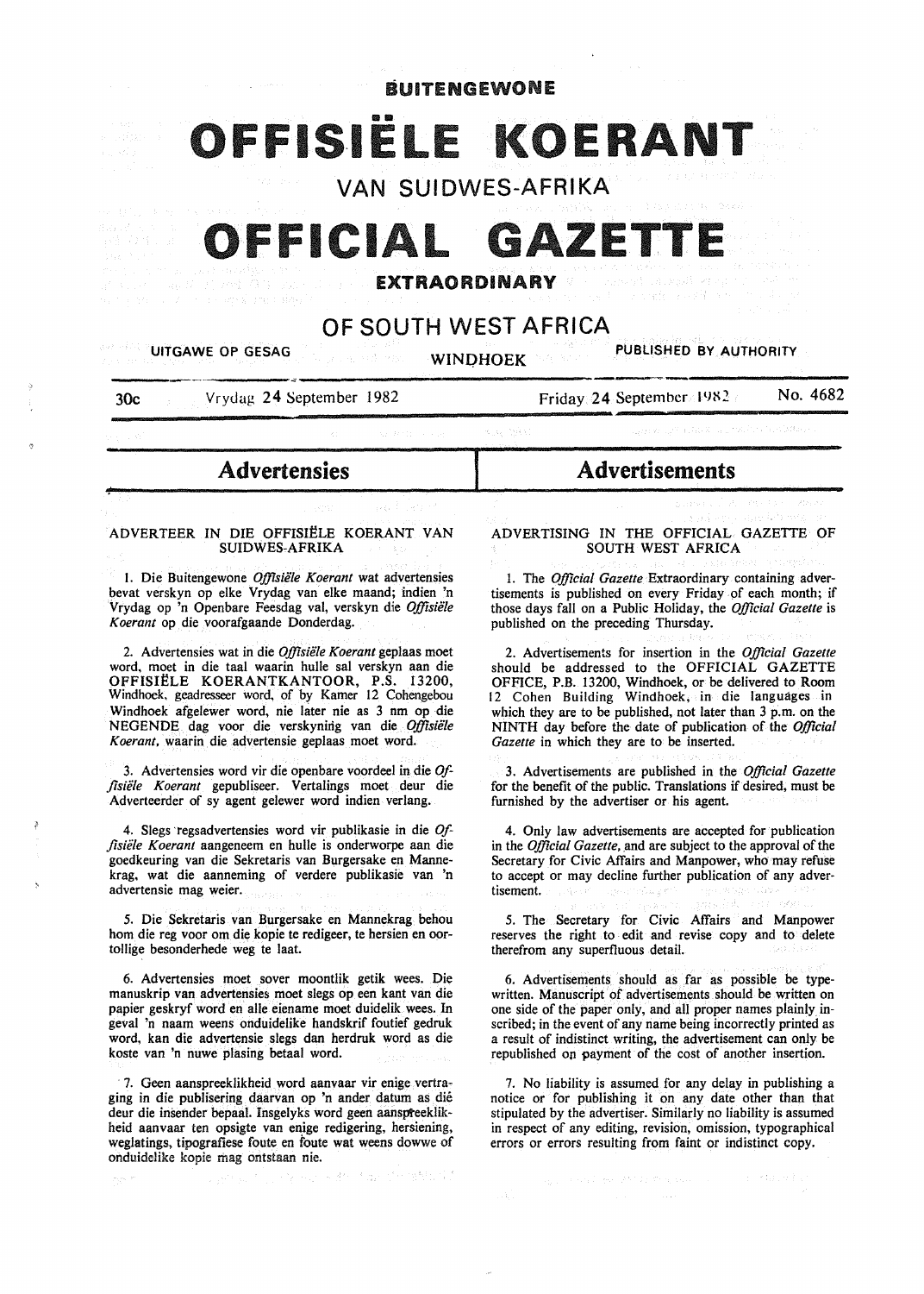# BUITENGEWONE

# OFFISIËLE KOERANT

## VAN SUIDWES-AFRIKA

# OFFICIAL GAZETTE

## EXTRAORDINARY

## OF SOUTH WEST AFRICA

UITGAWE OP GESAG — WINDHOEK — PUBLISHED BY AUTHORITY

30c — Vrydag 24 September 1982 — Friday 24 September 1982 — No. 4682

## Advertensies

### ADVERTEER IN DIE OFFISIËLE KOERANT VAN SUIDWES-AFRIKA

1. Die Buitengewone *Offisiële Koerant* wat advertensies bevat verskyn op elke Vrydag van elke maand; indien 'n Vrydag op 'n Openbare Feesdag val, verskyn die *Offisiële Koerant* op die voorafgaande Donderdag.

2. Advertensies wat in die *Offisiële Koerant* geplaas moet word, moet in die taal waarin hulle sal verskyn aan die OFFISIËLE KOERANTKANTOOR, P.S. 13200, Windhoek, geadresseer word, of by Kamer 12 Cohengebou Windhoek afgelewer word, nie later nie as 3 nm op die NEGENDE dag voor die verskyning van die *Offisiële Koerant*, waarin die advertensie geplaas moet word.

3. Advertensies word vir die openbare voordeel in die *Offisiële Koerant* gepubliseer. Vertalings moet deur die Adverteerder of sy agent gelewer word indien verlang.

4. Slegs regsadvertensies word vir publikasie in die *Offisiële Koerant* aangeneem en hulle is onderworpe aan die goedkeuring van die Sekretaris van Burgersake en Mannekrag, wat die aanneming of verdere publikasie van 'n advertensie mag weier.

5. Die Sekretaris van Burgersake en Mannekrag behou hom die reg voor om die kopie te redigeer, te hersien en oortollige besonderhede weg te laat.

6. Advertensies moet sover moontlik getik wees. Die manuskrip van advertensies moet slegs op een kant van die papier geskryf word en alle eiename moet duidelik wees. In geval 'n naam weens onduidelike handskrif foutief gedruk word, kan die advertensie slegs dan herdruk word as die koste van 'n nuwe plasing betaal word.

7. Geen aanspreeklikheid word aanvaar vir enige vertraging in die publisering daarvan op 'n ander datum as dié deur die insender bepaal. Insgelyks word geen aanspreeklikheid aanvaar ten opsigte van enige redigering, hersiening, weglatings, tipografiese foute en foute wat weens dowwe of onduidelike kopie mag ontstaan nie.

## Advertisements

### ADVERTISING IN THE OFFICIAL GAZETTE OF SOUTH WEST AFRICA

1. The *Official Gazette* Extraordinary containing advertisements is published on every Friday of each month; if those days fall on a Public Holiday, the *Official Gazette* is published on the preceding Thursday.

2. Advertisements for insertion in the *Official Gazette* should be addressed to the OFFICIAL GAZETTE OFFICE, P.B. 13200, Windhoek, or be delivered to Room 12 Cohen Building Windhoek, in die languages in which they are to be published, not later than 3 p.m. on the NINTH day before the date of publication of the *Official Gazette* in which they are to be inserted.

3. Advertisements are published in the *Official Gazette* for the benefit of the public. Translations if desired, must be furnished by the advertiser or his agent.

4. Only law advertisements are accepted for publication in the *Official Gazette*, and are subject to the approval of the Secretary for Civic Affairs and Manpower, who may refuse to accept or may decline further publication of any advertisement.

5. The Secretary for Civic Affairs and Manpower reserves the right to edit and revise copy and to delete therefrom any superfluous detail.

6. Advertisements should as far as possible be typewritten. Manuscript of advertisements should be written on one side of the paper only, and all proper names plainly inscribed; in the event of any name being incorrectly printed as a result of indistinct writing, the advertisement can only be republished on payment of the cost of another insertion.

7. No liability is assumed for any delay in publishing a notice or for publishing it on any date other than that stipulated by the advertiser. Similarly no liability is assumed in respect of any editing, revision, omission, typographical errors or errors resulting from faint or indistinct copy.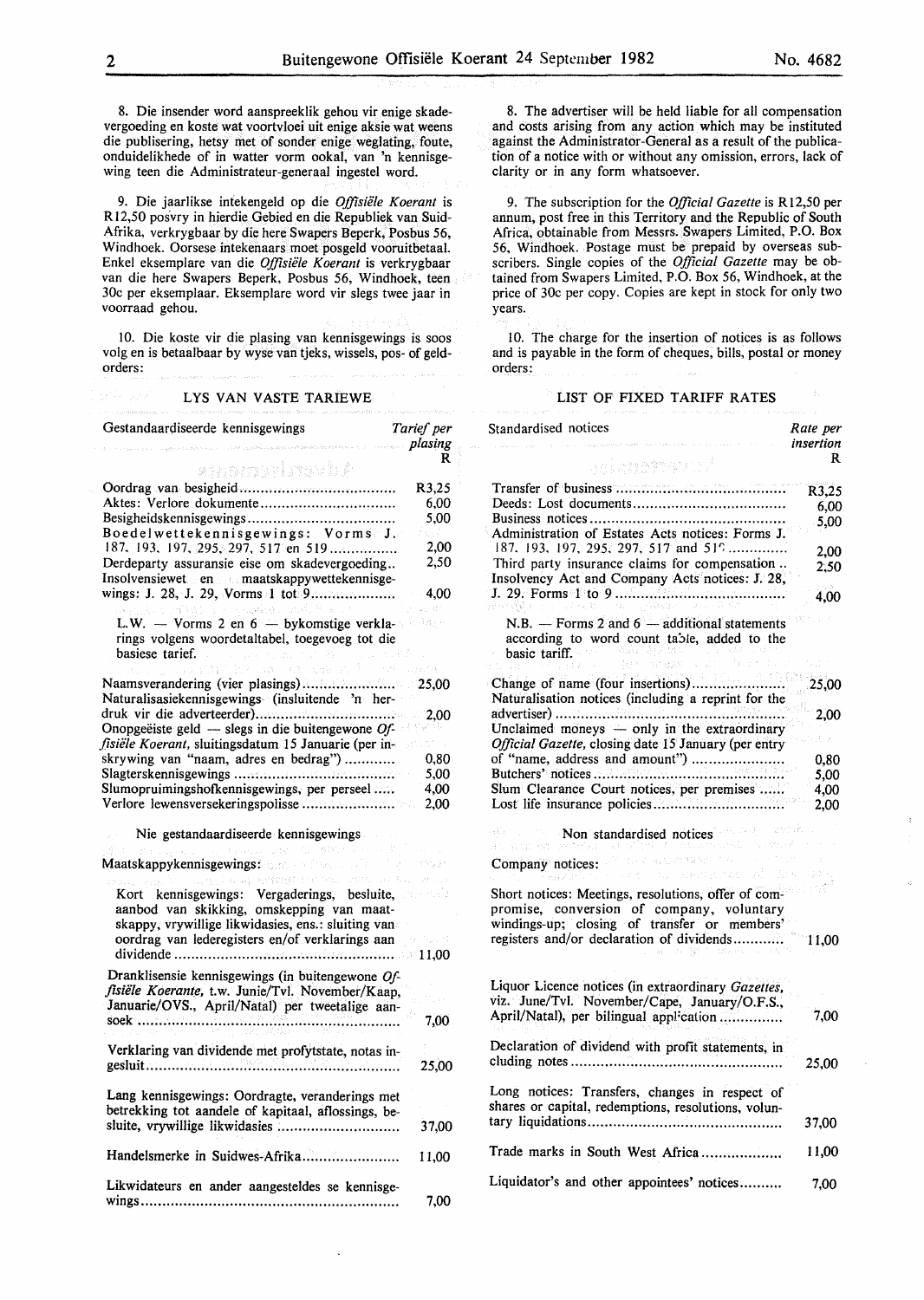8. Die insender word aanspreeklik gehou vir enige skadevergoeding en koste wat voortvloei uit enige aksie wat weens die publisering, hetsy met of sonder enige weglating, foute, onduidelikhede of in watter vorm ookal, van 'n kennisgewing teen die Administrateur-generaal ingestel word.

9. Die jaarlikse intekengeld op die *Offisiële Koerant* is R12,50 posvry in hierdie Gebied en die Republiek van Suid-Afrika, verkrygbaar by die here Swapers Beperk, Posbus 56, Windhoek. Oorsese intekenaars moet posgeld vooruitbetaal. Enkel eksemplare van die *Offisiële Koerant* is verkrygbaar van die here Swapers Beperk, Posbus 56, Windhoek, teen 30c per eksemplaar. Eksemplare word vir slegs twee jaar in voorraad gehou.

10. Die koste vir die plasing van kennisgewings is soos volg en is betaalbaar by wyse van tjeks, wissels, pos- of geldorders:

## LYS VAN VASTE TARIEWE

| Gestandaardiseerde kennisgewings | *Tarief per plasing* R |
|---|---|
| Oordrag van besigheid | R3,25 |
| Aktes: Verlore dokumente | 6,00 |
| Besigheidskennisgewings | 5,00 |
| Boedelwettekennisgewings: Vorms J. 187, 193, 197, 295, 297, 517 en 519 | 2,00 |
| Derdeparty assuransie eise om skadevergoeding | 2,50 |
| Insolvensiewet en maatskappywettekennisgewings: J. 28, J. 29, Vorms 1 tot 9 | 4,00 |

L.W. — Vorms 2 en 6 — bykomstige verklarings volgens woordetaltabel, toegevoeg tot die basiese tarief.

| | |
|---|---|
| Naamsverandering (vier plasings) | 25,00 |
| Naturalisasiekennisgewings (insluitende 'n herdruk vir die adverteerder) | 2,00 |
| Onopgeëiste geld — slegs in die buitengewone *Offisiële Koerant*, sluitingsdatum 15 Januarie (per inskrywing van "naam, adres en bedrag") | 0,80 |
| Slagterskennisgewings | 5,00 |
| Slumopruimingshofkennisgewings, per perseel | 4,00 |
| Verlore lewensversekeringspolisse | 2,00 |

### Nie gestandaardiseerde kennisgewings

| Maatskappykennisgewings: | |
|---|---|
| Kort kennisgewings: Vergaderings, besluite, aanbod van skikking, omskepping van maatskappy, vrywillige likwidasies, ens.: sluiting van oordrag van lederegisters en/of verklarings aan dividende | 11,00 |
| Dranklisensie kennisgewings (in buitengewone *Offisiële Koerante*, t.w. Junie/Tvl. November/Kaap, Januarie/OVS., April/Natal) per tweetalige aansoek | 7,00 |
| Verklaring van dividende met profytstate, notas ingesluit | 25,00 |
| Lang kennisgewings: Oordragte, veranderings met betrekking tot aandele of kapitaal, aflossings, besluite, vrywillige likwidasies | 37,00 |
| Handelsmerke in Suidwes-Afrika | 11,00 |
| Likwidateurs en ander aangesteldes se kennisgewings | 7,00 |

8. The advertiser will be held liable for all compensation and costs arising from any action which may be instituted against the Administrator-General as a result of the publication of a notice with or without any omission, errors, lack of clarity or in any form whatsoever.

9. The subscription for the *Official Gazette* is R12,50 per annum, post free in this Territory and the Republic of South Africa, obtainable from Messrs. Swapers Limited, P.O. Box 56, Windhoek. Postage must be prepaid by overseas subscribers. Single copies of the *Official Gazette* may be obtained from Swapers Limited, P.O. Box 56, Windhoek, at the price of 30c per copy. Copies are kept in stock for only two years.

10. The charge for the insertion of notices is as follows and is payable in the form of cheques, bills, postal or money orders:

## LIST OF FIXED TARIFF RATES

| Standardised notices | *Rate per insertion* R |
|---|---|
| Transfer of business | R3,25 |
| Deeds: Lost documents | 6,00 |
| Business notices | 5,00 |
| Administration of Estates Acts notices: Forms J. 187, 193, 197, 295, 297, 517 and 519 | 2,00 |
| Third party insurance claims for compensation | 2,50 |
| Insolvency Act and Company Acts notices: J. 28, J. 29. Forms 1 to 9 | 4,00 |

N.B. — Forms 2 and 6 — additional statements according to word count table, added to the basic tariff.

| | |
|---|---|
| Change of name (four insertions) | 25,00 |
| Naturalisation notices (including a reprint for the advertiser) | 2,00 |
| Unclaimed moneys — only in the extraordinary *Official Gazette*, closing date 15 January (per entry of "name, address and amount") | 0,80 |
| Butchers' notices | 5,00 |
| Slum Clearance Court notices, per premises | 4,00 |
| Lost life insurance policies | 2,00 |

### Non standardised notices

| Company notices: | |
|---|---|
| Short notices: Meetings, resolutions, offer of compromise, conversion of company, voluntary windings-up; closing of transfer or members' registers and/or declaration of dividends | 11,00 |
| Liquor Licence notices (in extraordinary *Gazettes*, viz. June/Tvl. November/Cape, January/O.F.S., April/Natal), per bilingual application | 7,00 |
| Declaration of dividend with profit statements, including notes | 25,00 |
| Long notices: Transfers, changes in respect of shares or capital, redemptions, resolutions, voluntary liquidations | 37,00 |
| Trade marks in South West Africa | 11,00 |
| Liquidator's and other appointees' notices | 7,00 |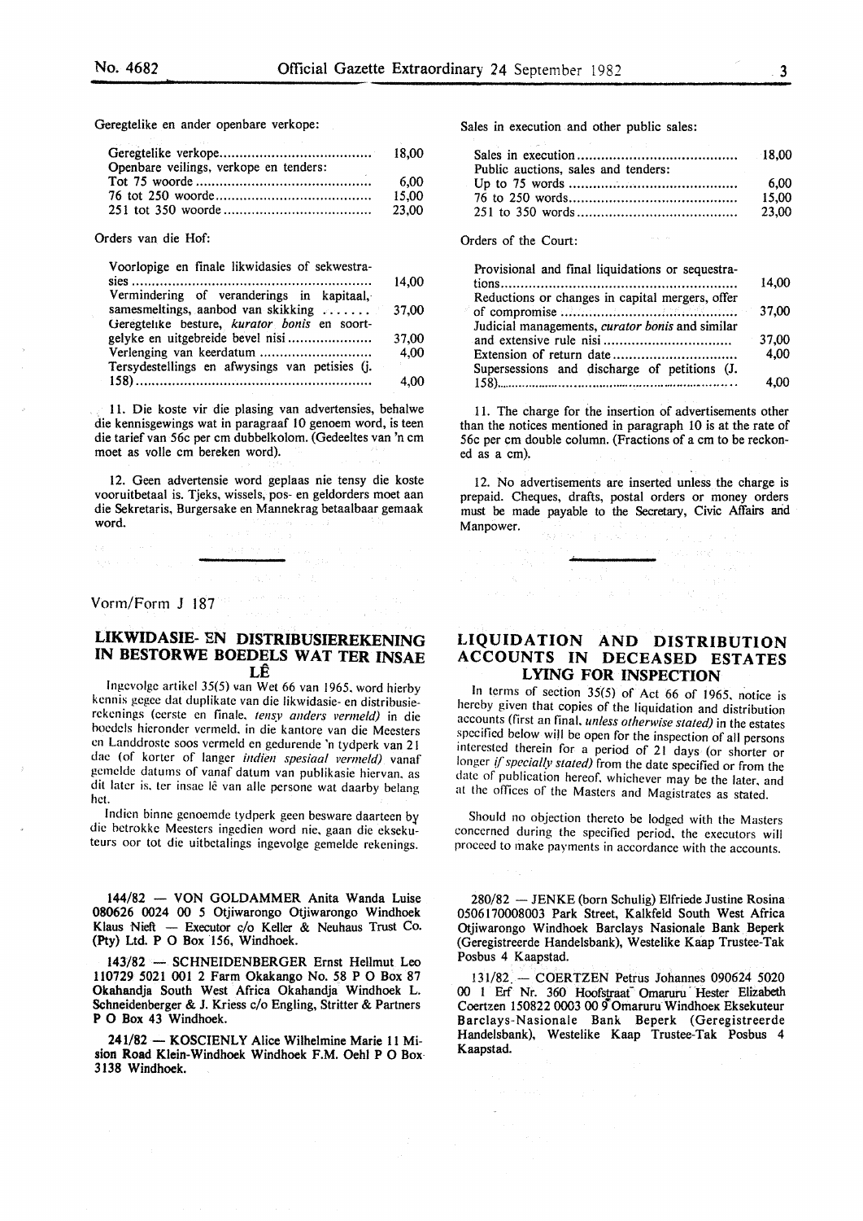Geregtelike en ander openbare verkope:

| | |
|---|---|
| Geregtelike verkope | 18,00 |
| Openbare veilings, verkope en tenders: | |
| Tot 75 woorde | 6,00 |
| 76 tot 250 woorde | 15,00 |
| 251 tot 350 woorde | 23,00 |

Orders van die Hof:

| | |
|---|---|
| Voorlopige en finale likwidasies of sekwestrasies | 14,00 |
| Vermindering of veranderings in kapitaal, samesmeltings, aanbod van skikking | 37,00 |
| Geregtelike besture, *kurator bonis* en soortgelyke en uitgebreide bevel nisi | 37,00 |
| Verlenging van keerdatum | 4,00 |
| Tersydestellings en afwysings van petisies (J. 158) | 4,00 |

11. Die koste vir die plasing van advertensies, behalwe die kennisgewings wat in paragraaf 10 genoem word, is teen die tarief van 56c per cm dubbelkolom. (Gedeeltes van 'n cm moet as volle cm bereken word).

12. Geen advertensie word geplaas nie tensy die koste vooruitbetaal is. Tjeks, wissels, pos- en geldorders moet aan die Sekretaris, Burgersake en Mannekrag betaalbaar gemaak word.

Sales in execution and other public sales:

| | |
|---|---|
| Sales in execution | 18,00 |
| Public auctions, sales and tenders: | |
| Up to 75 words | 6,00 |
| 76 to 250 words | 15,00 |
| 251 to 350 words | 23,00 |

Orders of the Court:

| | |
|---|---|
| Provisional and final liquidations or sequestrations | 14,00 |
| Reductions or changes in capital mergers, offer of compromise | 37,00 |
| Judicial managements, *curator bonis* and similar and extensive rule nisi | 37,00 |
| Extension of return date | 4,00 |
| Supersessions and discharge of petitions (J. 158) | 4,00 |

11. The charge for the insertion of advertisements other than the notices mentioned in paragraph 10 is at the rate of 56c per cm double column. (Fractions of a cm to be reckoned as a cm).

12. No advertisements are inserted unless the charge is prepaid. Cheques, drafts, postal orders or money orders must be made payable to the Secretary, Civic Affairs and Manpower.

Vorm/Form J 187

## LIKWIDASIE- EN DISTRIBUSIEREKENING IN BESTORWE BOEDELS WAT TER INSAE LÊ

Ingevolge artikel 35(5) van Wet 66 van 1965, word hierby kennis gegee dat duplikate van die likwidasie- en distribusierekenings (eerste en finale, *tensy anders vermeld*) in die boedels hieronder vermeld, in die kantore van die Meesters en Landdroste soos vermeld en gedurende 'n tydperk van 21 dae (of korter of langer *indien spesiaal vermeld*) vanaf gemelde datums of vanaf datum van publikasie hiervan, as dit later is, ter insae lê van alle persone wat daarby belang het.

Indien binne genoemde tydperk geen besware daarteen by die betrokke Meesters ingedien word nie, gaan die eksekuteurs oor tot die uitbetalings ingevolge gemelde rekenings.

**144/82 — VON GOLDAMMER Anita Wanda Luise 080626 0024 00 5 Otjiwarongo Otjiwarongo Windhoek Klaus Nieft — Executor c/o Keller & Neuhaus Trust Co. (Pty) Ltd. P O Box 156, Windhoek.**

**143/82 — SCHNEIDENBERGER Ernst Hellmut Leo 110729 5021 001 2 Farm Okakango No. 58 P O Box 87 Okahandja South West Africa Okahandja Windhoek L. Schneidenberger & J. Kriess c/o Engling, Stritter & Partners P O Box 43 Windhoek.**

**241/82 — KOSCIENLY Alice Wilhelmine Marie 11 Mision Road Klein-Windhoek Windhoek F.M. Oehl P O Box 3138 Windhoek.**

## LIQUIDATION AND DISTRIBUTION ACCOUNTS IN DECEASED ESTATES LYING FOR INSPECTION

In terms of section 35(5) of Act 66 of 1965, notice is hereby given that copies of the liquidation and distribution accounts (first an final, *unless otherwise stated*) in the estates specified below will be open for the inspection of all persons interested therein for a period of 21 days (or shorter or longer *if specially stated*) from the date specified or from the date of publication hereof, whichever may be the later, and at the offices of the Masters and Magistrates as stated.

Should no objection thereto be lodged with the Masters concerned during the specified period, the executors will proceed to make payments in accordance with the accounts.

280/82 — JENKE (born Schulig) Elfriede Justine Rosina 0506170008003 Park Street, Kalkfeld South West Africa Otjiwarongo Windhoek Barclays Nasionale Bank Beperk (Geregistreerde Handelsbank), Westelike Kaap Trustee-Tak Posbus 4 Kaapstad.

131/82 — COERTZEN Petrus Johannes 090624 5020 00 1 Erf Nr. 360 Hoofstraat Omaruru Hester Elizabeth Coertzen 150822 0003 00 9 Omaruru Windhoek Eksekuteur Barclays-Nasionale Bank Beperk (Geregistreerde Handelsbank), Westelike Kaap Trustee-Tak Posbus 4 Kaapstad.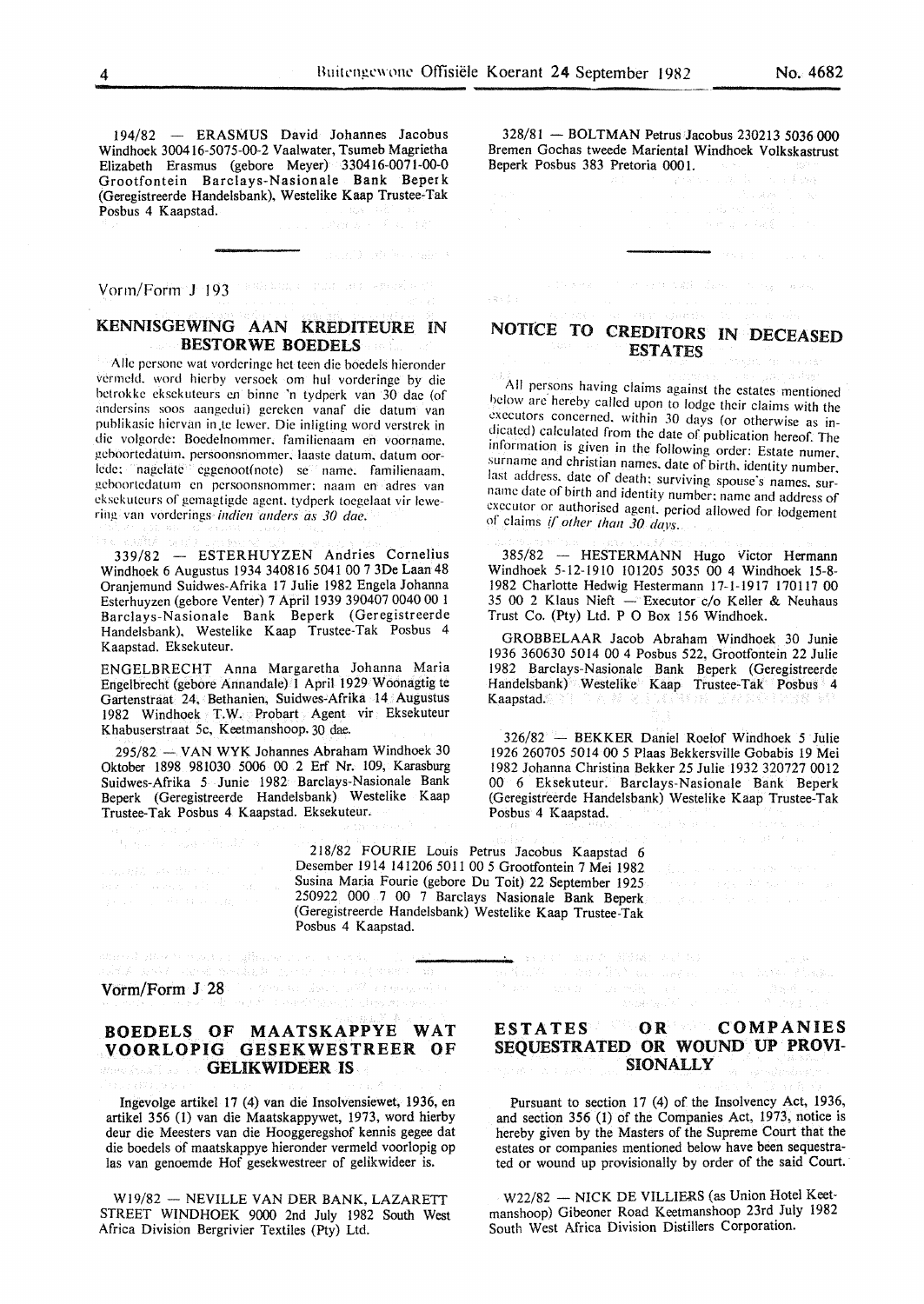194/82 — ERASMUS David Johannes Jacobus Windhoek 300416-5075-00-2 Vaalwater, Tsumeb Magrietha Elizabeth Erasmus (gebore Meyer) 330416-0071-00-0 Grootfontein Barclays-Nasionale Bank Beperk (Geregistreerde Handelsbank), Westelike Kaap Trustee-Tak Posbus 4 Kaapstad.

328/81 — BOLTMAN Petrus Jacobus 230213 5036 000 Bremen Gochas tweede Mariental Windhoek Volkskastrust Beperk Posbus 383 Pretoria 0001.

Vorm/Form J 193

## KENNISGEWING AAN KREDITEURE IN BESTORWE BOEDELS

Alle persone wat vorderinge het teen die boedels hieronder vermeld, word hierby versoek om hul vorderinge by die betrokke eksekuteurs en binne 'n tydperk van 30 dae (of andersins soos aangedui) gereken vanaf die datum van publikasie hiervan in te lewer. Die inligting word verstrek in die volgorde: Boedelnommer, familienaam en voorname, geboortedatum, persoonsnommer, laaste datum, datum oorlede; nagelate eggenoot(note) se name, familienaam, geboortedatum en persoonsnommer; naam en adres van eksekuteurs of gemagtigde agent, tydperk toegelaat vir lewering van vorderings *indien anders as 30 dae.*

339/82 — ESTERHUYZEN Andries Cornelius Windhoek 6 Augustus 1934 340816 5041 00 7 3De Laan 48 Oranjemund Suidwes-Afrika 17 Julie 1982 Engela Johanna Esterhuyzen (gebore Venter) 7 April 1939 390407 0040 00 1 Barclays-Nasionale Bank Beperk (Geregistreerde Handelsbank), Westelike Kaap Trustee-Tak Posbus 4 Kaapstad. Eksekuteur.

ENGELBRECHT Anna Margaretha Johanna Maria Engelbrecht (gebore Annandale) 1 April 1929 Woonagtig te Gartenstraat 24, Bethanien, Suidwes-Afrika 14 Augustus 1982 Windhoek T.W. Probart Agent vir Eksekuteur Khabuserstraat 5c, Keetmanshoop. 30 dae.

295/82 — VAN WYK Johannes Abraham Windhoek 30 Oktober 1898 981030 5006 00 2 Erf Nr. 109, Karasburg Suidwes-Afrika 5 Junie 1982 Barclays-Nasionale Bank Beperk (Geregistreerde Handelsbank) Westelike Kaap Trustee-Tak Posbus 4 Kaapstad. Eksekuteur.

## NOTICE TO CREDITORS IN DECEASED ESTATES

All persons having claims against the estates mentioned below are hereby called upon to lodge their claims with the executors concerned, within 30 days (or otherwise as indicated) calculated from the date of publication hereof. The information is given in the following order: Estate numer, surname and christian names, date of birth, identity number, last address, date of death; surviving spouse's names, surname date of birth and identity number; name and address of executor or authorised agent, period allowed for lodgement of claims *if other than 30 days.*

385/82 — HESTERMANN Hugo Victor Hermann Windhoek 5-12-1910 101205 5035 00 4 Windhoek 15-8-1982 Charlotte Hedwig Hestermann 17-1-1917 170117 00 35 00 2 Klaus Nieft — Executor c/o Keller & Neuhaus Trust Co. (Pty) Ltd. P O Box 156 Windhoek.

GROBBELAAR Jacob Abraham Windhoek 30 Junie 1936 360630 5014 00 4 Posbus 522, Grootfontein 22 Julie 1982 Barclays-Nasionale Bank Beperk (Geregistreerde Handelsbank) Westelike Kaap Trustee-Tak Posbus 4 Kaapstad.

326/82 — BEKKER Daniel Roelof Windhoek 5 Julie 1926 260705 5014 00 5 Plaas Bekkersville Gobabis 19 Mei 1982 Johanna Christina Bekker 25 Julie 1932 320727 0012 00 6 Eksekuteur. Barclays-Nasionale Bank Beperk (Geregistreerde Handelsbank) Westelike Kaap Trustee-Tak Posbus 4 Kaapstad.

218/82 FOURIE Louis Petrus Jacobus Kaapstad 6 Desember 1914 141206 5011 00 5 Grootfontein 7 Mei 1982 Susina Maria Fourie (gebore Du Toit) 22 September 1925 250922 000 7 00 7 Barclays Nasionale Bank Beperk (Geregistreerde Handelsbank) Westelike Kaap Trustee-Tak Posbus 4 Kaapstad.

Vorm/Form J 28

## BOEDELS OF MAATSKAPPYE WAT VOORLOPIG GESEKWESTREER OF GELIKWIDEER IS

Ingevolge artikel 17 (4) van die Insolvensiewet, 1936, en artikel 356 (1) van die Maatskappywet, 1973, word hierby deur die Meesters van die Hooggeregshof kennis gegee dat die boedels of maatskappye hieronder vermeld voorlopig op las van genoemde Hof gesekwestreer of gelikwideer is.

W19/82 — NEVILLE VAN DER BANK, LAZARETT STREET WINDHOEK 9000 2nd July 1982 South West Africa Division Bergrivier Textiles (Pty) Ltd.

## ESTATES OR COMPANIES SEQUESTRATED OR WOUND UP PROVISIONALLY

Pursuant to section 17 (4) of the Insolvency Act, 1936, and section 356 (1) of the Companies Act, 1973, notice is hereby given by the Masters of the Supreme Court that the estates or companies mentioned below have been sequestrated or wound up provisionally by order of the said Court.

W22/82 — NICK DE VILLIERS (as Union Hotel Keetmanshoop) Gibeoner Road Keetmanshoop 23rd July 1982 South West Africa Division Distillers Corporation.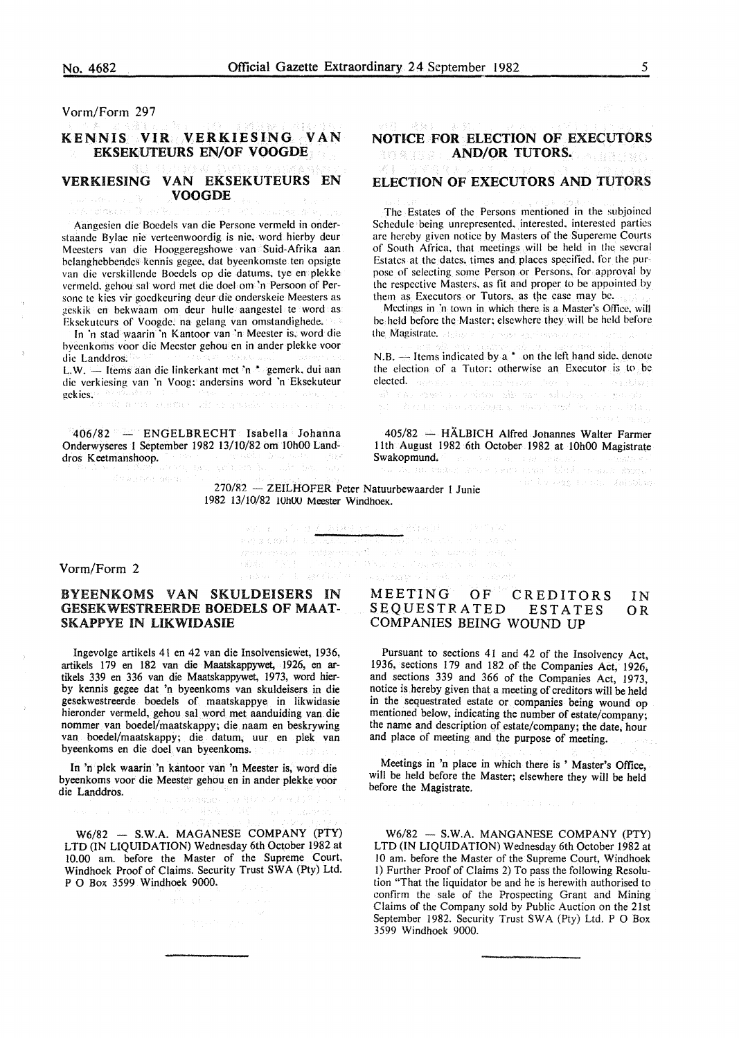Vorm/Form 297

## KENNIS VIR VERKIESING VAN EKSEKUTEURS EN/OF VOOGDE

## VERKIESING VAN EKSEKUTEURS EN VOOGDE

Aangesien die Boedels van die Persone vermeld in onderstaande Bylae nie verteenwoordig is nie, word hierby deur Meesters van die Hooggeregshowe van Suid-Afrika aan belanghebbendes kennis gegee, dat byeenkomste ten opsigte van die verskillende Boedels op die datums, tye en plekke vermeld, gehou sal word met die doel om 'n Persoon of Persone te kies vir goedkeuring deur die onderskeie Meesters as geskik en bekwaam om deur hulle aangestel te word as Eksekuteurs of Voogde, na gelang van omstandighede.

In 'n stad waarin 'n Kantoor van 'n Meester is, word die byeenkoms voor die Meester gehou en in ander plekke voor die Landdros.

L.W. — Items aan die linkerkant met 'n * gemerk, dui aan die verkiesing van 'n Voog; andersins word 'n Eksekuteur gekies.

406/82 — ENGELBRECHT Isabella Johanna Onderwyseres 1 September 1982 13/10/82 om 10h00 Landdros Keetmanshoop.

## NOTICE FOR ELECTION OF EXECUTORS AND/OR TUTORS.

## ELECTION OF EXECUTORS AND TUTORS

The Estates of the Persons mentioned in the subjoined Schedule being unrepresented, interested, interested parties are hereby given notice by Masters of the Supereme Courts of South Africa, that meetings will be held in the several Estates at the dates, times and places specified, for the purpose of selecting some Person or Persons, for approval by the respective Masters, as fit and proper to be appointed by them as Executors or Tutors, as the case may be.

Meetings in 'n town in which there is a Master's Office, will be held before the Master; elsewhere they will be held before the Magistrate.

N.B. — Items indicated by a * on the left hand side, denote the election of a Tutor; otherwise an Executor is to be elected.

405/82 — HÄLBICH Alfred Johannes Walter Farmer 11th August 1982 6th October 1982 at 10h00 Magistrate Swakopmund.

270/82 — ZEILHOFER Peter Natuurbewaarder 1 Junie 1982 13/10/82 10h00 Meester Windhoek.

Vorm/Form 2

## BYEENKOMS VAN SKULDEISERS IN GESEKWESTREERDE BOEDELS OF MAATSKAPPYE IN LIKWIDASIE

Ingevolge artikels 41 en 42 van die Insolvensiewet, 1936, artikels 179 en 182 van die Maatskappywet, 1926, en artikels 339 en 336 van die Maatskappywet, 1973, word hierby kennis gegee dat 'n byeenkoms van skuldeisers in die gesekwestreerde boedels of maatskappye in likwidasie hieronder vermeld, gehou sal word met aanduiding van die nommer van boedel/maatskappy; die naam en beskrywing van boedel/maatskappy; die datum, uur en plek van byeenkoms en die doel van byeenkoms.

In 'n plek waarin 'n kantoor van 'n Meester is, word die byeenkoms voor die Meester gehou en in ander plekke voor die Landdros.

W6/82 — S.W.A. MAGANESE COMPANY (PTY) LTD (IN LIQUIDATION) Wednesday 6th October 1982 at 10.00 am. before the Master of the Supreme Court, Windhoek Proof of Claims. Security Trust SWA (Pty) Ltd. P O Box 3599 Windhoek 9000.

## MEETING OF CREDITORS IN SEQUESTRATED ESTATES OR COMPANIES BEING WOUND UP

Pursuant to sections 41 and 42 of the Insolvency Act, 1936, sections 179 and 182 of the Companies Act, 1926, and sections 339 and 366 of the Companies Act, 1973, notice is hereby given that a meeting of creditors will be held in the sequestrated estate or companies being wound op mentioned below, indicating the number of estate/company; the name and description of estate/company; the date, hour and place of meeting and the purpose of meeting.

Meetings in 'n place in which there is ' Master's Office, will be held before the Master; elsewhere they will be held before the Magistrate.

W6/82 — S.W.A. MANGANESE COMPANY (PTY) LTD (IN LIQUIDATION) Wednesday 6th October 1982 at 10 am. before the Master of the Supreme Court, Windhoek 1) Further Proof of Claims 2) To pass the following Resolution "That the liquidator be and he is herewith authorised to confirm the sale of the Prospecting Grant and Mining Claims of the Company sold by Public Auction on the 21st September 1982. Security Trust SWA (Pty) Ltd. P O Box 3599 Windhoek 9000.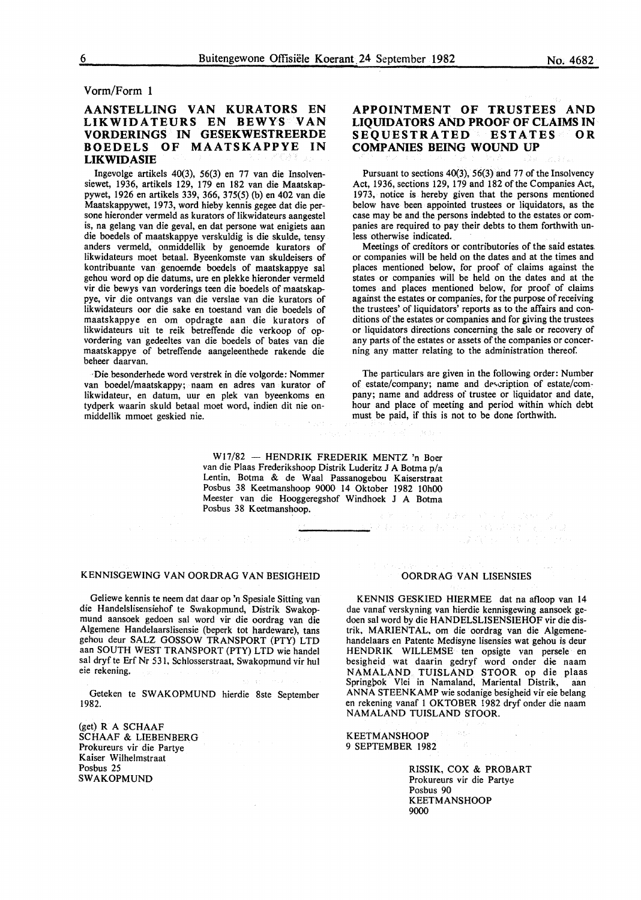Vorm/Form 1

## AANSTELLING VAN KURATORS EN LIKWIDATEURS EN BEWYS VAN VORDERINGS IN GESEKWESTREERDE BOEDELS OF MAATSKAPPYE IN LIKWIDASIE

Ingevolge artikels 40(3), 56(3) en 77 van die Insolvensiewet, 1936, artikels 129, 179 en 182 van die Maatskappywet, 1926 en artikels 339, 366, 375(5) (b) en 402 van die Maatskappywet, 1973, word hieby kennis gegee dat die persone hieronder vermeld as kurators of likwidateurs aangestel is, na gelang van die geval, en dat persone wat enigiets aan die boedels of maatskappye verskuldig is die skulde, tensy anders vermeld, onmiddellik by genoemde kurators of likwidateurs moet betaal. Byeenkomste van skuldeisers of kontribuante van genoemde boedels of maatskappye sal gehou word op die datums, ure en plekke hieronder vermeld vir die bewys van vorderings teen die boedels of maatskappye, vir die ontvangs van die verslae van die kurators of likwidateurs oor die sake en toestand van die boedels of maatskappye en om opdragte aan die kurators of likwidateurs uit te reik betreffende die verkoop of opvordering van gedeeltes van die boedels of bates van die maatskappye of betreffende aangeleenthede rakende die beheer daarvan.

Die besonderhede word verstrek in die volgorde: Nommer van boedel/maatskappy; naam en adres van kurator of likwidateur, en datum, uur en plek van byeenkoms en tydperk waarin skuld betaal moet word, indien dit nie onmiddellik mmoet geskied nie.

## APPOINTMENT OF TRUSTEES AND LIQUIDATORS AND PROOF OF CLAIMS IN SEQUESTRATED ESTATES OR COMPANIES BEING WOUND UP

Pursuant to sections 40(3), 56(3) and 77 of the Insolvency Act, 1936, sections 129, 179 and 182 of the Companies Act, 1973, notice is hereby given that the persons mentioned below have been appointed trustees or liquidators, as the case may be and the persons indebted to the estates or companies are required to pay their debts to them forthwith unless otherwise indicated.

Meetings of creditors or contributories of the said estates or companies will be held on the dates and at the times and places mentioned below, for proof of claims against the states or companies will be held on the dates and at the tomes and places mentioned below, for proof of claims against the estates or companies, for the purpose of receiving the trustees' of liquidators' reports as to the affairs and conditions of the estates or companies and for giving the trustees or liquidators directions concerning the sale or recovery of any parts of the estates or assets of the companies or concerning any matter relating to the administration thereof.

The particulars are given in the following order: Number of estate/company; name and description of estate/company; name and address of trustee or liquidator and date, hour and place of meeting and period within which debt must be paid, if this is not to be done forthwith.

W17/82 — HENDRIK FREDERIK MENTZ 'n Boer van die Plaas Frederikshoop Distrik Luderitz J A Botma p/a Lentin, Botma & de Waal Passanogebou Kaiserstraat Posbus 38 Keetmanshoop 9000 14 Oktober 1982 10h00 Meester van die Hooggeregshof Windhoek J A Botma Posbus 38 Keetmanshoop.

---

### KENNISGEWING VAN OORDRAG VAN BESIGHEID

Geliewe kennis te neem dat daar op 'n Spesiale Sitting van die Handelslisensiehof te Swakopmund, Distrik Swakopmund aansoek gedoen sal word vir die oordrag van die Algemene Handelaarslisensie (beperk tot hardeware), tans gehou deur SALZ GOSSOW TRANSPORT (PTY) LTD aan SOUTH WEST TRANSPORT (PTY) LTD wie handel sal dryf te Erf Nr 531, Schlosserstraat, Swakopmund vir hul eie rekening.

Geteken te SWAKOPMUND hierdie 8ste September 1982.

(get) R A SCHAAF
SCHAAF & LIEBENBERG
Prokureurs vir die Partye
Kaiser Wilhelmstraat
Posbus 25
SWAKOPMUND

### OORDRAG VAN LISENSIES

KENNIS GESKIED HIERMEE dat na afloop van 14 dae vanaf verskyning van hierdie kennisgewing aansoek gedoen sal word by die HANDELSLISENSIEHOF vir die distrik, MARIENTAL, om die oordrag van die Algemenehandelaars en Patente Medisyne lisensies wat gehou is deur HENDRIK WILLEMSE ten opsigte van persele en besigheid wat daarin gedryf word onder die naam NAMALAND TUISLAND STOOR op die plaas Springbok Vlei in Namaland, Mariental Distrik, aan ANNA STEENKAMP wie sodanige besigheid vir eie belang en rekening vanaf 1 OKTOBER 1982 dryf onder die naam NAMALAND TUISLAND STOOR.

KEETMANSHOOP
9 SEPTEMBER 1982

RISSIK, COX & PROBART
Prokureurs vir die Partye
Posbus 90
KEETMANSHOOP
9000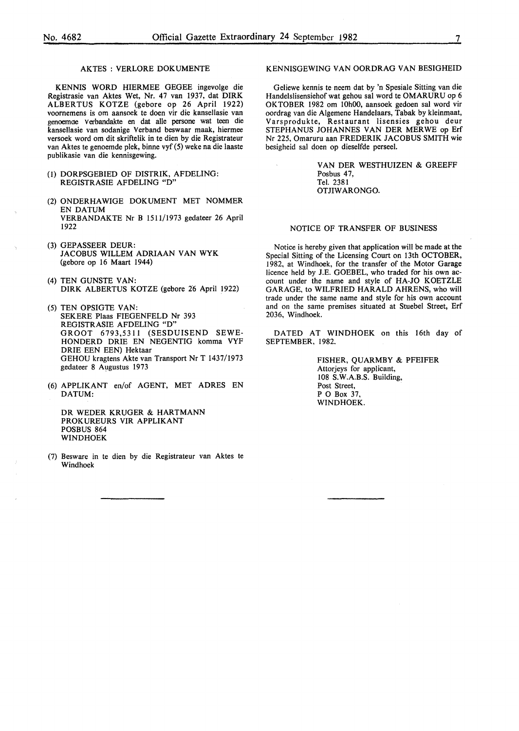## AKTES : VERLORE DOKUMENTE

KENNIS WORD HIERMEE GEGEE ingevolge die Registrasie van Aktes Wet, Nr. 47 van 1937, dat DIRK ALBERTUS KOTZE (gebore op 26 April 1922) voornemens is om aansoek te doen vir die kansellasie van genoemde Verbandakte en dat alle persone wat teen die kansellasie van sodanige Verband beswaar maak, hiermee versoek word om dit skriftelik in te dien by die Registrateur van Aktes te genoemde plek, binne vyf (5) weke na die laaste publikasie van die kennisgewing.

(1) DORPSGEBIED OF DISTRIK, AFDELING: REGISTRASIE AFDELING "D"

(2) ONDERHAWIGE DOKUMENT MET NOMMER EN DATUM
VERBANDAKTE Nr B 1511/1973 gedateer 26 April 1922

(3) GEPASSEER DEUR:
JACOBUS WILLEM ADRIAAN VAN WYK (gebore op 16 Maart 1944)

(4) TEN GUNSTE VAN:
DIRK ALBERTUS KOTZE (gebore 26 April 1922)

(5) TEN OPSIGTE VAN:
SEKERE Plaas FIEGENFELD Nr 393
REGISTRASIE AFDELING "D"
GROOT 6793,5311 (SESDUISEND SEWEHONDERD DRIE EN NEGENTIG komma VYF DRIE EEN EEN) Hektaar
GEHOU kragtens Akte van Transport Nr T 1437/1973 gedateer 8 Augustus 1973

(6) APPLIKANT en/of AGENT, MET ADRES EN DATUM:

DR WEDER KRUGER & HARTMANN
PROKUREURS VIR APPLIKANT
POSBUS 864
WINDHOEK

(7) Besware in te dien by die Registrateur van Aktes te Windhoek

---

## KENNISGEWING VAN OORDRAG VAN BESIGHEID

Geliewe kennis te neem dat by 'n Spesiale Sitting van die Handelslisensiehof wat gehou sal word te OMARURU op 6 OKTOBER 1982 om 10h00, aansoek gedoen sal word vir oordrag van die Algemene Handelaars, Tabak by kleinmaat, Varsprodukte, Restaurant lisensies gehou deur STEPHANUS JOHANNES VAN DER MERWE op Erf Nr 225, Omaruru aan FREDERIK JACOBUS SMITH wie besigheid sal doen op dieselfde perseel.

VAN DER WESTHUIZEN & GREEFF
Posbus 47,
Tel. 2381
OTJIWARONGO.

## NOTICE OF TRANSFER OF BUSINESS

Notice is hereby given that application will be made at the Special Sitting of the Licensing Court on 13th OCTOBER, 1982, at Windhoek, for the transfer of the Motor Garage licence held by J.E. GOEBEL, who traded for his own account under the name and style of HA-JO KOETZLE GARAGE, to WILFRIED HARALD AHRENS, who will trade under the same name and style for his own account and on the same premises situated at Stuebel Street, Erf 2036, Windhoek.

DATED AT WINDHOEK on this 16th day of SEPTEMBER, 1982.

FISHER, QUARMBY & PFEIFER
Attorjeys for applicant,
108 S.W.A.B.S. Building,
Post Street,
P O Box 37,
WINDHOEK.